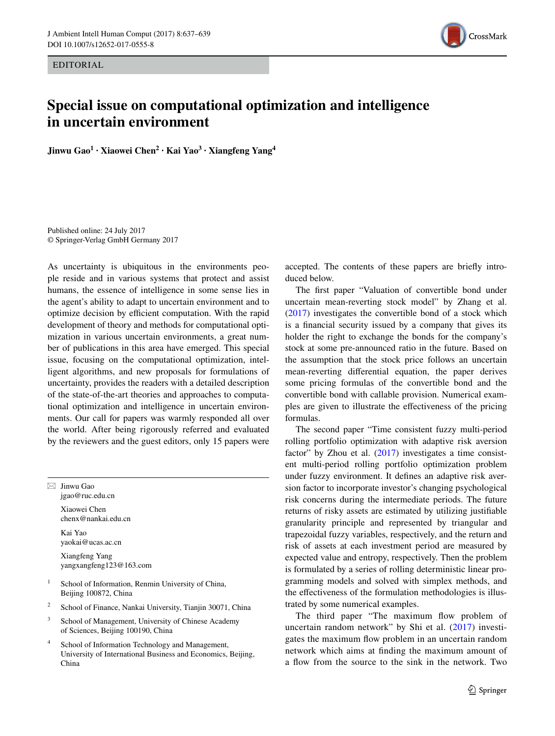EDITORIAL

# Special issue on computational optimization and intelligence in uncertain environment

**Jinwu Gao[1] · Xiaowei Chen[2] · Kai Yao[3] · Xiangfeng Yang[4]**

Published online: 24 July 2017
© Springer-Verlag GmbH Germany 2017

As uncertainty is ubiquitous in the environments people reside and in various systems that protect and assist humans, the essence of intelligence in some sense lies in the agent's ability to adapt to uncertain environment and to optimize decision by efficient computation. With the rapid development of theory and methods for computational optimization in various uncertain environments, a great number of publications in this area have emerged. This special issue, focusing on the computational optimization, intelligent algorithms, and new proposals for formulations of uncertainty, provides the readers with a detailed description of the state-of-the-art theories and approaches to computational optimization and intelligence in uncertain environments. Our call for papers was warmly responded all over the world. After being rigorously referred and evaluated by the reviewers and the guest editors, only 15 papers were accepted. The contents of these papers are briefly introduced below.

The first paper "Valuation of convertible bond under uncertain mean-reverting stock model" by Zhang et al. (2017) investigates the convertible bond of a stock which is a financial security issued by a company that gives its holder the right to exchange the bonds for the company's stock at some pre-announced ratio in the future. Based on the assumption that the stock price follows an uncertain mean-reverting differential equation, the paper derives some pricing formulas of the convertible bond and the convertible bond with callable provision. Numerical examples are given to illustrate the effectiveness of the pricing formulas.

The second paper "Time consistent fuzzy multi-period rolling portfolio optimization with adaptive risk aversion factor" by Zhou et al. (2017) investigates a time consistent multi-period rolling portfolio optimization problem under fuzzy environment. It defines an adaptive risk aversion factor to incorporate investor's changing psychological risk concerns during the intermediate periods. The future returns of risky assets are estimated by utilizing justifiable granularity principle and represented by triangular and trapezoidal fuzzy variables, respectively, and the return and risk of assets at each investment period are measured by expected value and entropy, respectively. Then the problem is formulated by a series of rolling deterministic linear programming models and solved with simplex methods, and the effectiveness of the formulation methodologies is illustrated by some numerical examples.

The third paper "The maximum flow problem of uncertain random network" by Shi et al. (2017) investigates the maximum flow problem in an uncertain random network which aims at finding the maximum amount of a flow from the source to the sink in the network. Two

---

✉ Jinwu Gao
jgao@ruc.edu.cn

Xiaowei Chen
chenx@nankai.edu.cn

Kai Yao
yaokai@ucas.ac.cn

Xiangfeng Yang
yangxangfeng123@163.com

[1] School of Information, Renmin University of China, Beijing 100872, China

[2] School of Finance, Nankai University, Tianjin 30071, China

[3] School of Management, University of Chinese Academy of Sciences, Beijing 100190, China

[4] School of Information Technology and Management, University of International Business and Economics, Beijing, China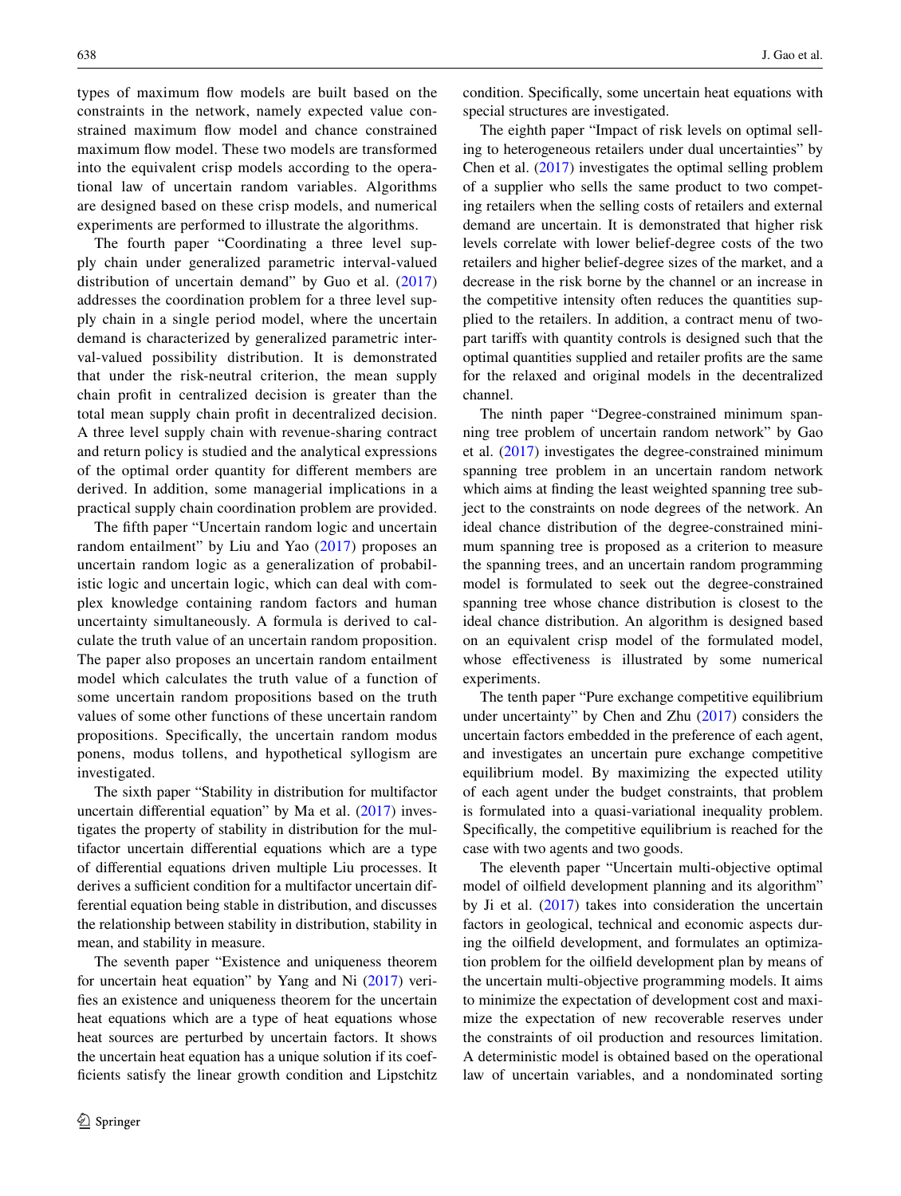types of maximum flow models are built based on the constraints in the network, namely expected value constrained maximum flow model and chance constrained maximum flow model. These two models are transformed into the equivalent crisp models according to the operational law of uncertain random variables. Algorithms are designed based on these crisp models, and numerical experiments are performed to illustrate the algorithms.

The fourth paper "Coordinating a three level supply chain under generalized parametric interval-valued distribution of uncertain demand" by Guo et al. (2017) addresses the coordination problem for a three level supply chain in a single period model, where the uncertain demand is characterized by generalized parametric interval-valued possibility distribution. It is demonstrated that under the risk-neutral criterion, the mean supply chain profit in centralized decision is greater than the total mean supply chain profit in decentralized decision. A three level supply chain with revenue-sharing contract and return policy is studied and the analytical expressions of the optimal order quantity for different members are derived. In addition, some managerial implications in a practical supply chain coordination problem are provided.

The fifth paper "Uncertain random logic and uncertain random entailment" by Liu and Yao (2017) proposes an uncertain random logic as a generalization of probabilistic logic and uncertain logic, which can deal with complex knowledge containing random factors and human uncertainty simultaneously. A formula is derived to calculate the truth value of an uncertain random proposition. The paper also proposes an uncertain random entailment model which calculates the truth value of a function of some uncertain random propositions based on the truth values of some other functions of these uncertain random propositions. Specifically, the uncertain random modus ponens, modus tollens, and hypothetical syllogism are investigated.

The sixth paper "Stability in distribution for multifactor uncertain differential equation" by Ma et al. (2017) investigates the property of stability in distribution for the multifactor uncertain differential equations which are a type of differential equations driven multiple Liu processes. It derives a sufficient condition for a multifactor uncertain differential equation being stable in distribution, and discusses the relationship between stability in distribution, stability in mean, and stability in measure.

The seventh paper "Existence and uniqueness theorem for uncertain heat equation" by Yang and Ni (2017) verifies an existence and uniqueness theorem for the uncertain heat equations which are a type of heat equations whose heat sources are perturbed by uncertain factors. It shows the uncertain heat equation has a unique solution if its coefficients satisfy the linear growth condition and Lipstchitz condition. Specifically, some uncertain heat equations with special structures are investigated.

The eighth paper "Impact of risk levels on optimal selling to heterogeneous retailers under dual uncertainties" by Chen et al. (2017) investigates the optimal selling problem of a supplier who sells the same product to two competing retailers when the selling costs of retailers and external demand are uncertain. It is demonstrated that higher risk levels correlate with lower belief-degree costs of the two retailers and higher belief-degree sizes of the market, and a decrease in the risk borne by the channel or an increase in the competitive intensity often reduces the quantities supplied to the retailers. In addition, a contract menu of two-part tariffs with quantity controls is designed such that the optimal quantities supplied and retailer profits are the same for the relaxed and original models in the decentralized channel.

The ninth paper "Degree-constrained minimum spanning tree problem of uncertain random network" by Gao et al. (2017) investigates the degree-constrained minimum spanning tree problem in an uncertain random network which aims at finding the least weighted spanning tree subject to the constraints on node degrees of the network. An ideal chance distribution of the degree-constrained minimum spanning tree is proposed as a criterion to measure the spanning trees, and an uncertain random programming model is formulated to seek out the degree-constrained spanning tree whose chance distribution is closest to the ideal chance distribution. An algorithm is designed based on an equivalent crisp model of the formulated model, whose effectiveness is illustrated by some numerical experiments.

The tenth paper "Pure exchange competitive equilibrium under uncertainty" by Chen and Zhu (2017) considers the uncertain factors embedded in the preference of each agent, and investigates an uncertain pure exchange competitive equilibrium model. By maximizing the expected utility of each agent under the budget constraints, that problem is formulated into a quasi-variational inequality problem. Specifically, the competitive equilibrium is reached for the case with two agents and two goods.

The eleventh paper "Uncertain multi-objective optimal model of oilfield development planning and its algorithm" by Ji et al. (2017) takes into consideration the uncertain factors in geological, technical and economic aspects during the oilfield development, and formulates an optimization problem for the oilfield development plan by means of the uncertain multi-objective programming models. It aims to minimize the expectation of development cost and maximize the expectation of new recoverable reserves under the constraints of oil production and resources limitation. A deterministic model is obtained based on the operational law of uncertain variables, and a nondominated sorting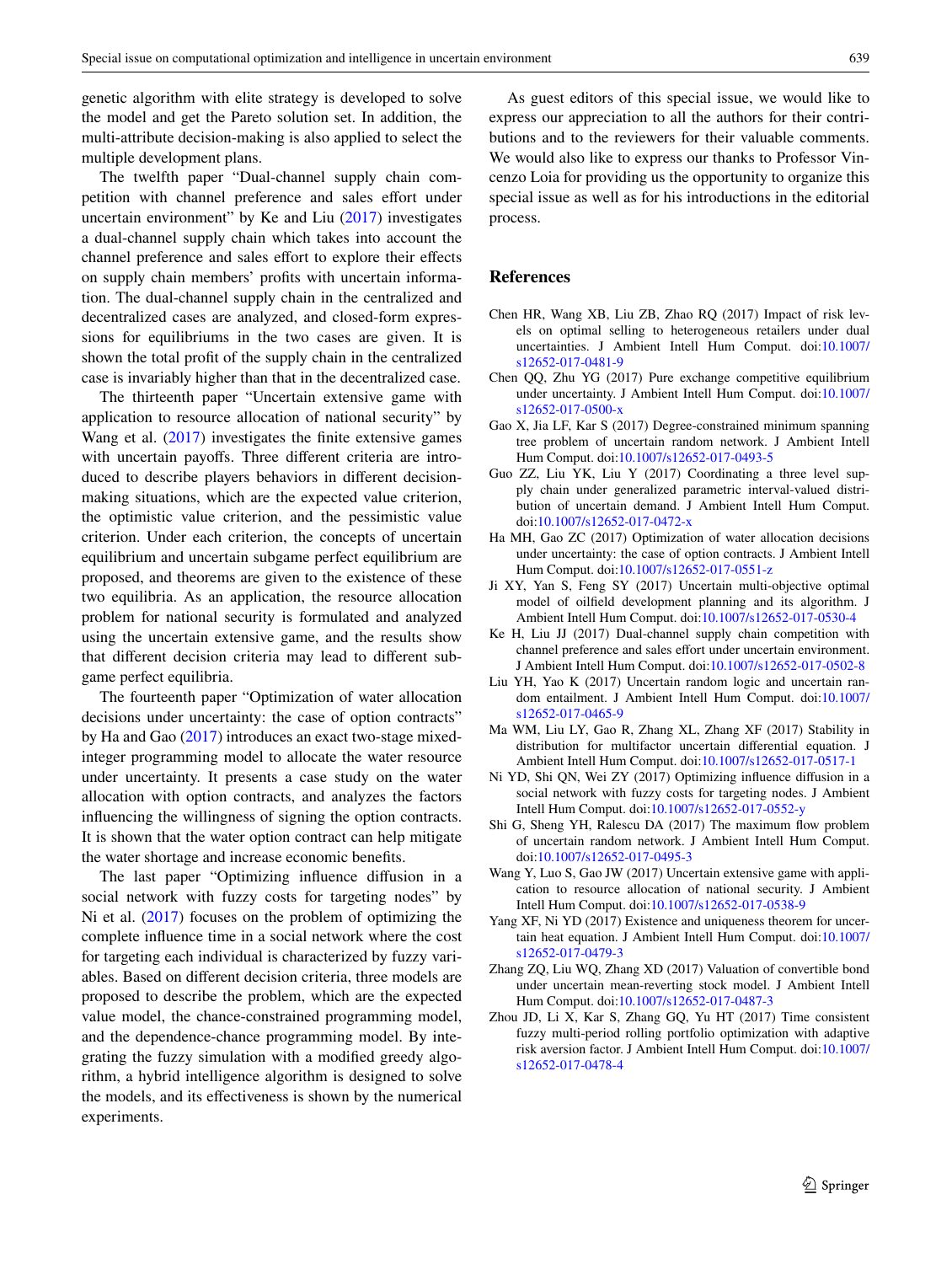genetic algorithm with elite strategy is developed to solve the model and get the Pareto solution set. In addition, the multi-attribute decision-making is also applied to select the multiple development plans.

The twelfth paper "Dual-channel supply chain competition with channel preference and sales effort under uncertain environment" by Ke and Liu (2017) investigates a dual-channel supply chain which takes into account the channel preference and sales effort to explore their effects on supply chain members' profits with uncertain information. The dual-channel supply chain in the centralized and decentralized cases are analyzed, and closed-form expressions for equilibriums in the two cases are given. It is shown the total profit of the supply chain in the centralized case is invariably higher than that in the decentralized case.

The thirteenth paper "Uncertain extensive game with application to resource allocation of national security" by Wang et al. (2017) investigates the finite extensive games with uncertain payoffs. Three different criteria are introduced to describe players behaviors in different decision-making situations, which are the expected value criterion, the optimistic value criterion, and the pessimistic value criterion. Under each criterion, the concepts of uncertain equilibrium and uncertain subgame perfect equilibrium are proposed, and theorems are given to the existence of these two equilibria. As an application, the resource allocation problem for national security is formulated and analyzed using the uncertain extensive game, and the results show that different decision criteria may lead to different subgame perfect equilibria.

The fourteenth paper "Optimization of water allocation decisions under uncertainty: the case of option contracts" by Ha and Gao (2017) introduces an exact two-stage mixed-integer programming model to allocate the water resource under uncertainty. It presents a case study on the water allocation with option contracts, and analyzes the factors influencing the willingness of signing the option contracts. It is shown that the water option contract can help mitigate the water shortage and increase economic benefits.

The last paper "Optimizing influence diffusion in a social network with fuzzy costs for targeting nodes" by Ni et al. (2017) focuses on the problem of optimizing the complete influence time in a social network where the cost for targeting each individual is characterized by fuzzy variables. Based on different decision criteria, three models are proposed to describe the problem, which are the expected value model, the chance-constrained programming model, and the dependence-chance programming model. By integrating the fuzzy simulation with a modified greedy algorithm, a hybrid intelligence algorithm is designed to solve the models, and its effectiveness is shown by the numerical experiments.

As guest editors of this special issue, we would like to express our appreciation to all the authors for their contributions and to the reviewers for their valuable comments. We would also like to express our thanks to Professor Vincenzo Loia for providing us the opportunity to organize this special issue as well as for his introductions in the editorial process.

## References

Chen HR, Wang XB, Liu ZB, Zhao RQ (2017) Impact of risk levels on optimal selling to heterogeneous retailers under dual uncertainties. J Ambient Intell Hum Comput. doi:10.1007/s12652-017-0481-9

Chen QQ, Zhu YG (2017) Pure exchange competitive equilibrium under uncertainty. J Ambient Intell Hum Comput. doi:10.1007/s12652-017-0500-x

Gao X, Jia LF, Kar S (2017) Degree-constrained minimum spanning tree problem of uncertain random network. J Ambient Intell Hum Comput. doi:10.1007/s12652-017-0493-5

Guo ZZ, Liu YK, Liu Y (2017) Coordinating a three level supply chain under generalized parametric interval-valued distribution of uncertain demand. J Ambient Intell Hum Comput. doi:10.1007/s12652-017-0472-x

Ha MH, Gao ZC (2017) Optimization of water allocation decisions under uncertainty: the case of option contracts. J Ambient Intell Hum Comput. doi:10.1007/s12652-017-0551-z

Ji XY, Yan S, Feng SY (2017) Uncertain multi-objective optimal model of oilfield development planning and its algorithm. J Ambient Intell Hum Comput. doi:10.1007/s12652-017-0530-4

Ke H, Liu JJ (2017) Dual-channel supply chain competition with channel preference and sales effort under uncertain environment. J Ambient Intell Hum Comput. doi:10.1007/s12652-017-0502-8

Liu YH, Yao K (2017) Uncertain random logic and uncertain random entailment. J Ambient Intell Hum Comput. doi:10.1007/s12652-017-0465-9

Ma WM, Liu LY, Gao R, Zhang XL, Zhang XF (2017) Stability in distribution for multifactor uncertain differential equation. J Ambient Intell Hum Comput. doi:10.1007/s12652-017-0517-1

Ni YD, Shi QN, Wei ZY (2017) Optimizing influence diffusion in a social network with fuzzy costs for targeting nodes. J Ambient Intell Hum Comput. doi:10.1007/s12652-017-0552-y

Shi G, Sheng YH, Ralescu DA (2017) The maximum flow problem of uncertain random network. J Ambient Intell Hum Comput. doi:10.1007/s12652-017-0495-3

Wang Y, Luo S, Gao JW (2017) Uncertain extensive game with application to resource allocation of national security. J Ambient Intell Hum Comput. doi:10.1007/s12652-017-0538-9

Yang XF, Ni YD (2017) Existence and uniqueness theorem for uncertain heat equation. J Ambient Intell Hum Comput. doi:10.1007/s12652-017-0479-3

Zhang ZQ, Liu WQ, Zhang XD (2017) Valuation of convertible bond under uncertain mean-reverting stock model. J Ambient Intell Hum Comput. doi:10.1007/s12652-017-0487-3

Zhou JD, Li X, Kar S, Zhang GQ, Yu HT (2017) Time consistent fuzzy multi-period rolling portfolio optimization with adaptive risk aversion factor. J Ambient Intell Hum Comput. doi:10.1007/s12652-017-0478-4